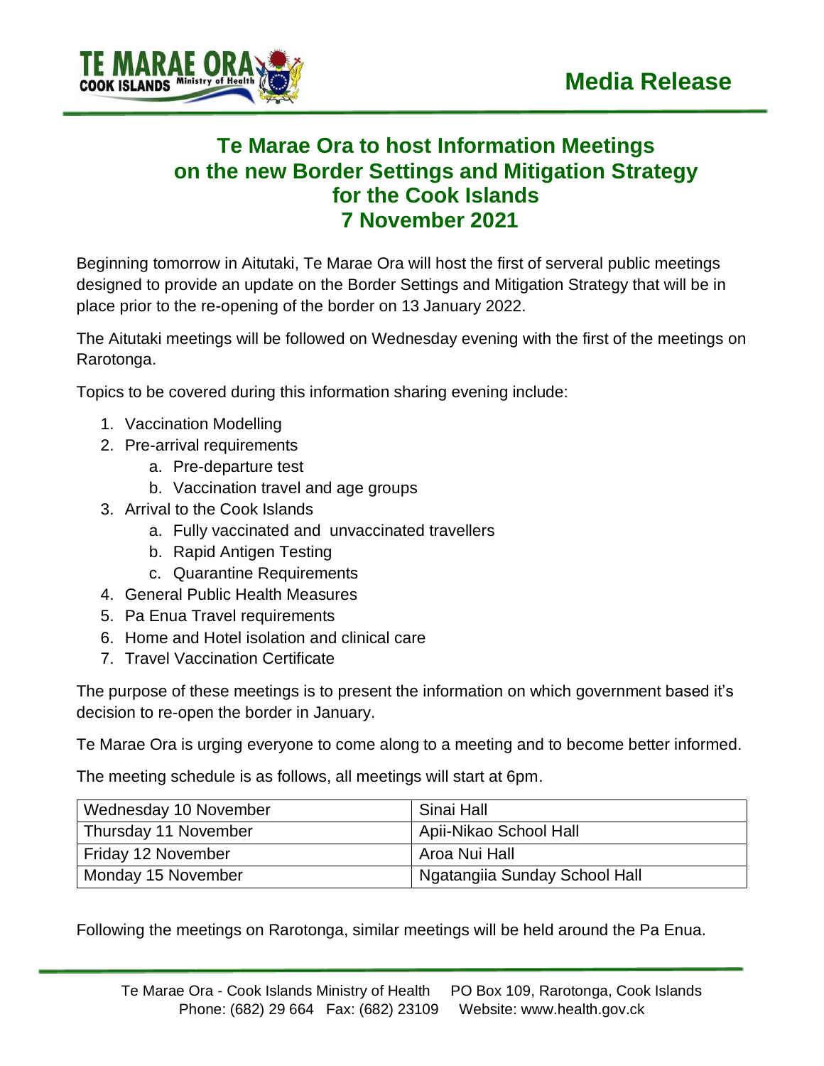**Media Release**

# Te Marae Ora to host Information Meetings on the new Border Settings and Mitigation Strategy for the Cook Islands 7 November 2021

Beginning tomorrow in Aitutaki, Te Marae Ora will host the first of serveral public meetings designed to provide an update on the Border Settings and Mitigation Strategy that will be in place prior to the re-opening of the border on 13 January 2022.

The Aitutaki meetings will be followed on Wednesday evening with the first of the meetings on Rarotonga.

Topics to be covered during this information sharing evening include:

1. Vaccination Modelling
2. Pre-arrival requirements
   a. Pre-departure test
   b. Vaccination travel and age groups
3. Arrival to the Cook Islands
   a. Fully vaccinated and unvaccinated travellers
   b. Rapid Antigen Testing
   c. Quarantine Requirements
4. General Public Health Measures
5. Pa Enua Travel requirements
6. Home and Hotel isolation and clinical care
7. Travel Vaccination Certificate

The purpose of these meetings is to present the information on which government based it's decision to re-open the border in January.

Te Marae Ora is urging everyone to come along to a meeting and to become better informed.

The meeting schedule is as follows, all meetings will start at 6pm.

| | |
|---|---|
| Wednesday 10 November | Sinai Hall |
| Thursday 11 November | Apii-Nikao School Hall |
| Friday 12 November | Aroa Nui Hall |
| Monday 15 November | Ngatangiia Sunday School Hall |

Following the meetings on Rarotonga, similar meetings will be held around the Pa Enua.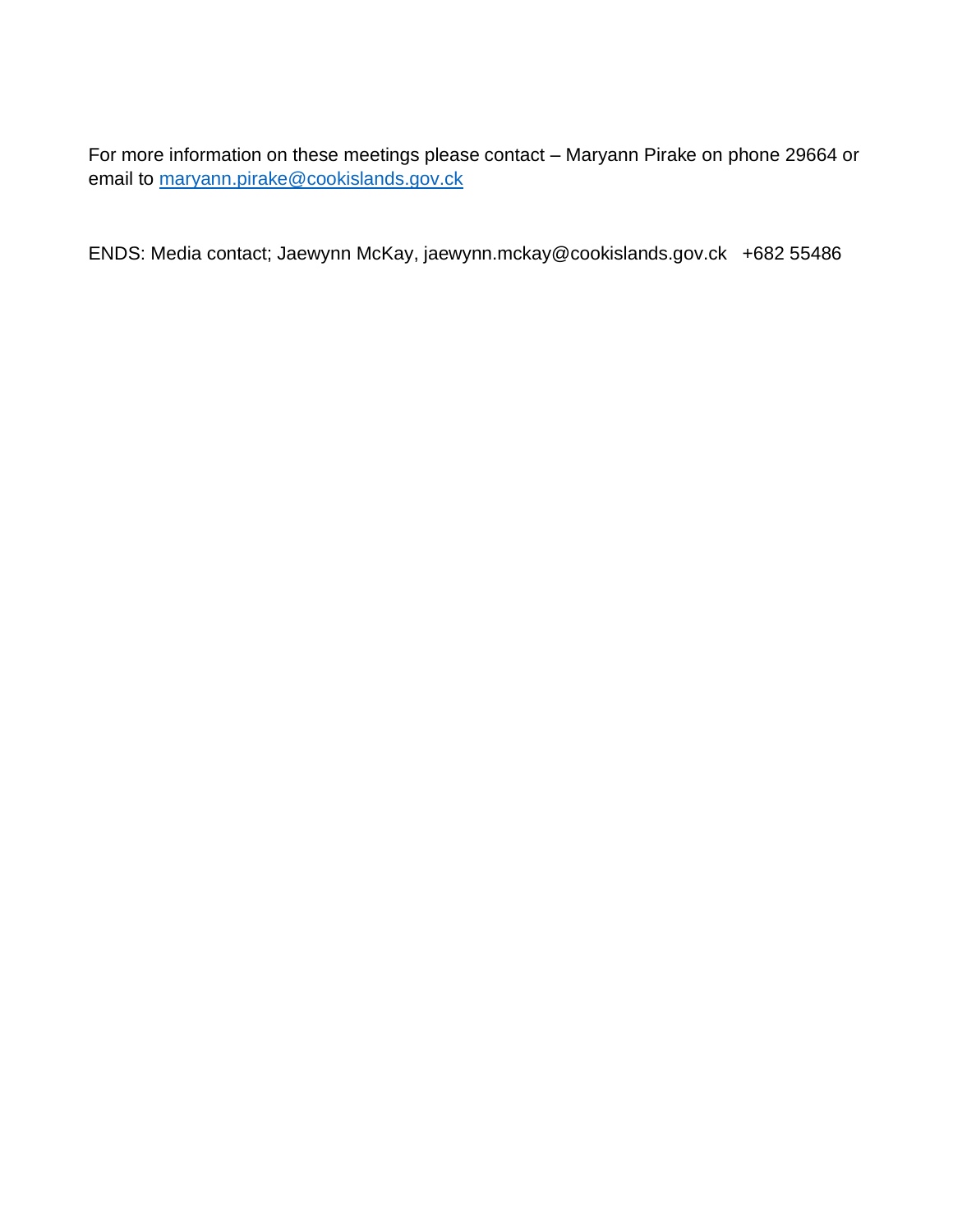For more information on these meetings please contact – Maryann Pirake on phone 29664 or email to maryann.pirake@cookislands.gov.ck

ENDS: Media contact; Jaewynn McKay, jaewynn.mckay@cookislands.gov.ck +682 55486